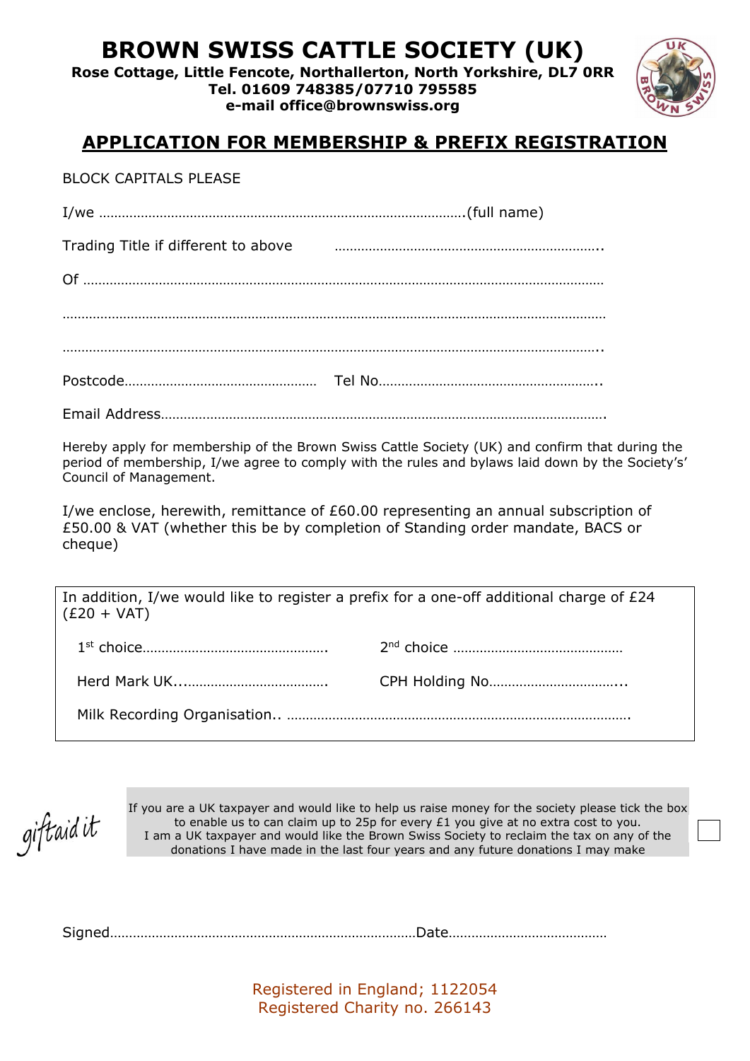# BROWN SWISS CATTLE SOCIETY (UK)

**Rose Cottage, Little Fencote, Northallerton, North Yorkshire, DL7 0RR**
**Tel. 01609 748385/07710 795585**
**e-mail office@brownswiss.org**

## APPLICATION FOR MEMBERSHIP & PREFIX REGISTRATION

BLOCK CAPITALS PLEASE

I/we …………………………………………………………………………………….(full name)

Trading Title if different to above ……………………………………………………………..

Of ………………………………………………………………………………………………………………………

………………………………………………………………………………………………………………………………

……………………………………………………………………………………………………………………………..

Postcode…………………………………………… Tel No………………………………………………..

Email Address……………………………………………………………………………………………………….

Hereby apply for membership of the Brown Swiss Cattle Society (UK) and confirm that during the period of membership, I/we agree to comply with the rules and bylaws laid down by the Society's' Council of Management.

I/we enclose, herewith, remittance of £60.00 representing an annual subscription of £50.00 & VAT (whether this be by completion of Standing order mandate, BACS or cheque)

In addition, I/we would like to register a prefix for a one-off additional charge of £24 (£20 + VAT)

1st choice…………………………………………. 2nd choice ………………………………………

Herd Mark UK...………………………………. CPH Holding No……………………………...

Milk Recording Organisation.. ……………………………………………………………………………….

giftaid it

If you are a UK taxpayer and would like to help us raise money for the society please tick the box to enable us to can claim up to 25p for every £1 you give at no extra cost to you.
I am a UK taxpayer and would like the Brown Swiss Society to reclaim the tax on any of the donations I have made in the last four years and any future donations I may make ☐

Signed………………………………………………………………………Date……………………………………

Registered in England; 1122054
Registered Charity no. 266143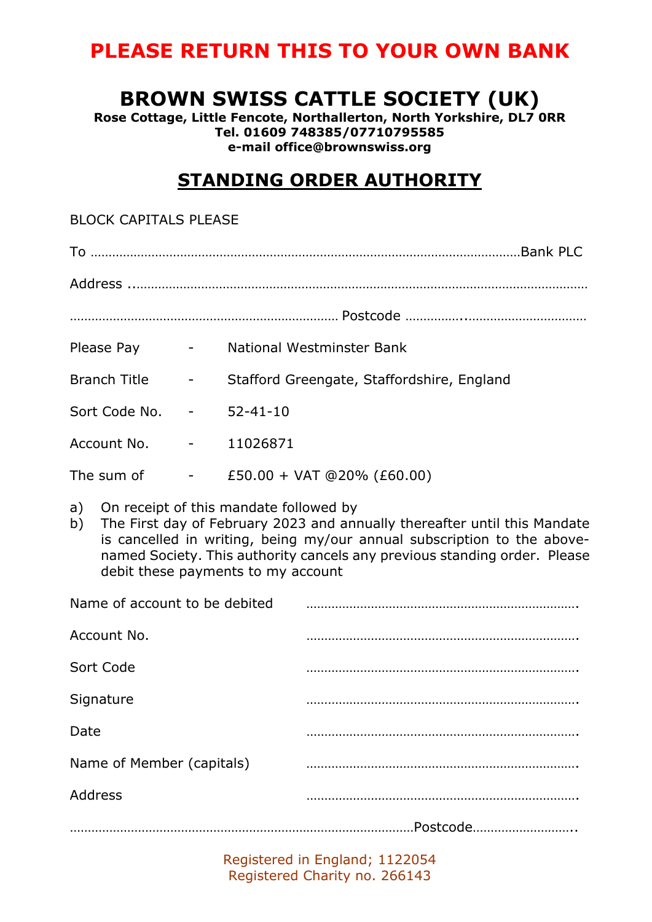**PLEASE RETURN THIS TO YOUR OWN BANK**

# BROWN SWISS CATTLE SOCIETY (UK)

**Rose Cottage, Little Fencote, Northallerton, North Yorkshire, DL7 0RR**
**Tel. 01609 748385/07710795585**
**e-mail office@brownswiss.org**

## STANDING ORDER AUTHORITY

BLOCK CAPITALS PLEASE

To ……………………………………………………………………………………………………………Bank PLC

Address ..………………………………………………………………………………………………………………

………………………………………………………………… Postcode ……………..……………………………

Please Pay - National Westminster Bank

Branch Title - Stafford Greengate, Staffordshire, England

Sort Code No. - 52-41-10

Account No. - 11026871

The sum of - £50.00 + VAT @20% (£60.00)

a) On receipt of this mandate followed by
b) The First day of February 2023 and annually thereafter until this Mandate is cancelled in writing, being my/our annual subscription to the above-named Society. This authority cancels any previous standing order. Please debit these payments to my account

Name of account to be debited …………………………………………………………………

Account No. …………………………………………………………………

Sort Code …………………………………………………………………

Signature …………………………………………………………………

Date …………………………………………………………………

Name of Member (capitals) …………………………………………………………………

Address …………………………………………………………………

………………………………………………………………………………………Postcode………………………..

Registered in England; 1122054
Registered Charity no. 266143